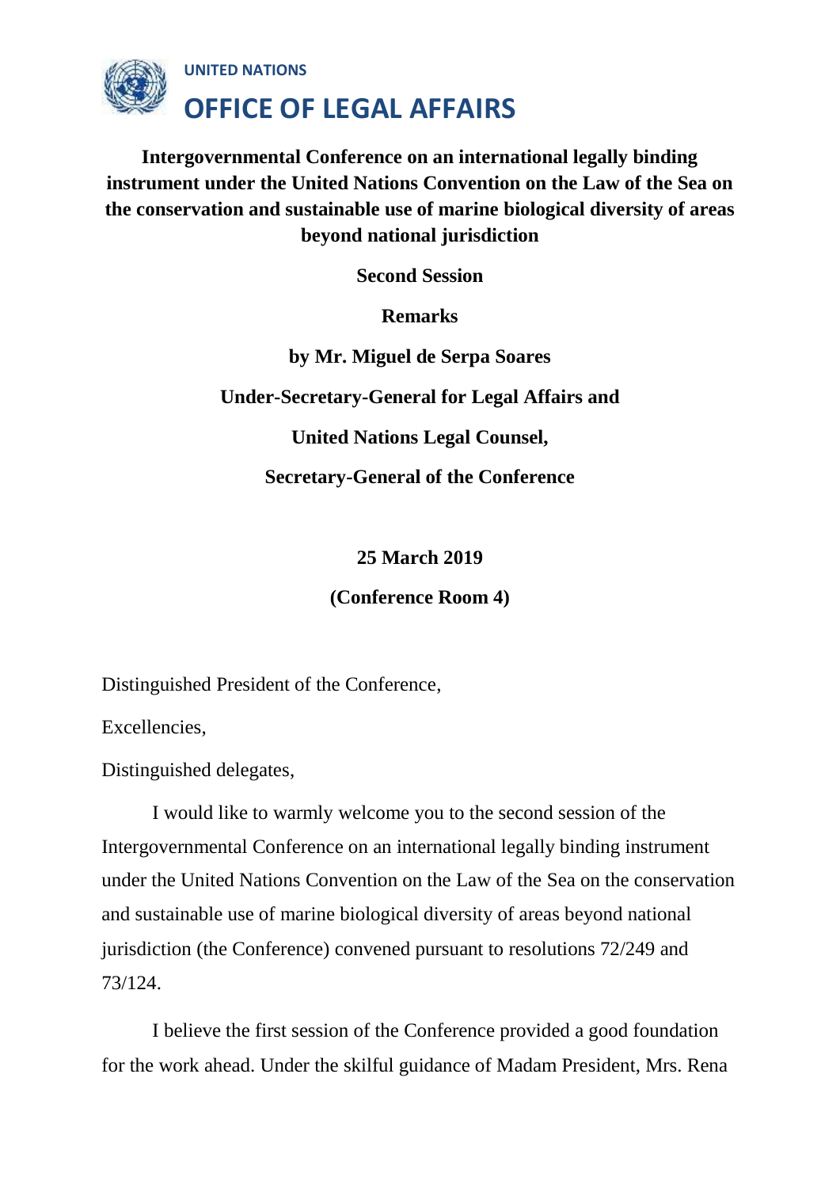UNITED NATIONS

# OFFICE OF LEGAL AFFAIRS

**Intergovernmental Conference on an international legally binding instrument under the United Nations Convention on the Law of the Sea on the conservation and sustainable use of marine biological diversity of areas beyond national jurisdiction**

**Second Session**

**Remarks**

**by Mr. Miguel de Serpa Soares**

**Under-Secretary-General for Legal Affairs and**

**United Nations Legal Counsel,**

**Secretary-General of the Conference**

**25 March 2019**

**(Conference Room 4)**

Distinguished President of the Conference,

Excellencies,

Distinguished delegates,

I would like to warmly welcome you to the second session of the Intergovernmental Conference on an international legally binding instrument under the United Nations Convention on the Law of the Sea on the conservation and sustainable use of marine biological diversity of areas beyond national jurisdiction (the Conference) convened pursuant to resolutions 72/249 and 73/124.

I believe the first session of the Conference provided a good foundation for the work ahead. Under the skilful guidance of Madam President, Mrs. Rena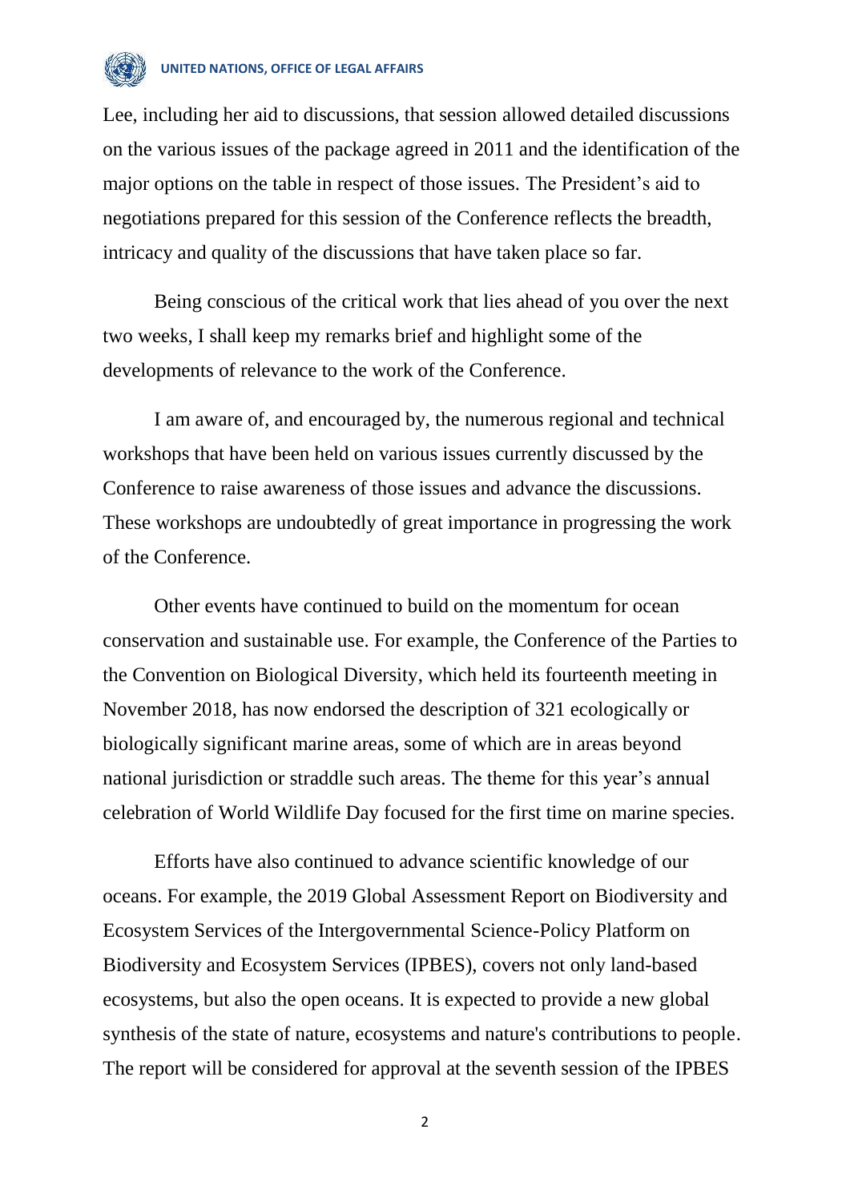Lee, including her aid to discussions, that session allowed detailed discussions on the various issues of the package agreed in 2011 and the identification of the major options on the table in respect of those issues. The President's aid to negotiations prepared for this session of the Conference reflects the breadth, intricacy and quality of the discussions that have taken place so far.

Being conscious of the critical work that lies ahead of you over the next two weeks, I shall keep my remarks brief and highlight some of the developments of relevance to the work of the Conference.

I am aware of, and encouraged by, the numerous regional and technical workshops that have been held on various issues currently discussed by the Conference to raise awareness of those issues and advance the discussions. These workshops are undoubtedly of great importance in progressing the work of the Conference.

Other events have continued to build on the momentum for ocean conservation and sustainable use. For example, the Conference of the Parties to the Convention on Biological Diversity, which held its fourteenth meeting in November 2018, has now endorsed the description of 321 ecologically or biologically significant marine areas, some of which are in areas beyond national jurisdiction or straddle such areas. The theme for this year's annual celebration of World Wildlife Day focused for the first time on marine species.

Efforts have also continued to advance scientific knowledge of our oceans. For example, the 2019 Global Assessment Report on Biodiversity and Ecosystem Services of the Intergovernmental Science-Policy Platform on Biodiversity and Ecosystem Services (IPBES), covers not only land-based ecosystems, but also the open oceans. It is expected to provide a new global synthesis of the state of nature, ecosystems and nature's contributions to people. The report will be considered for approval at the seventh session of the IPBES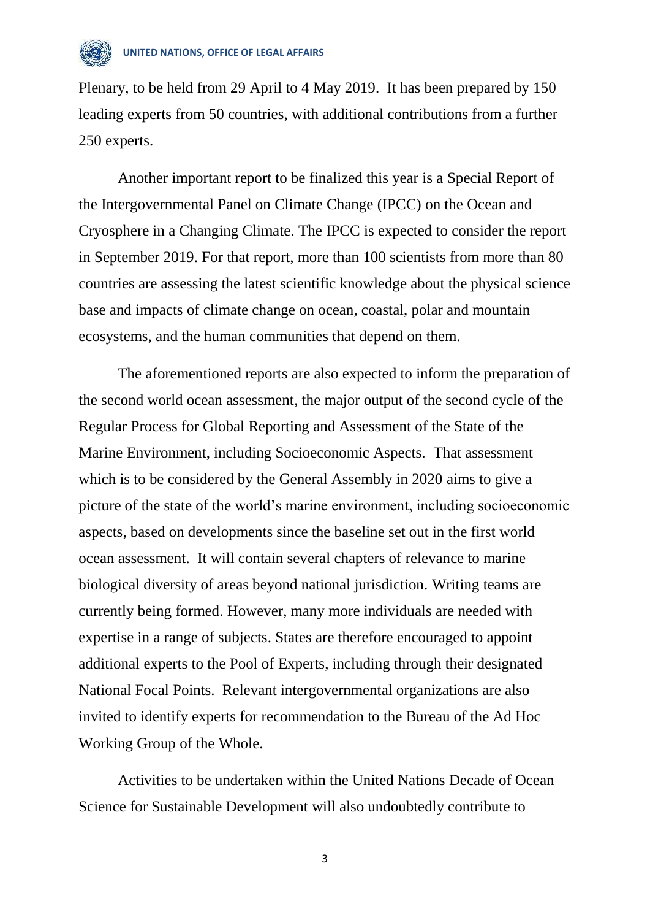Plenary, to be held from 29 April to 4 May 2019. It has been prepared by 150 leading experts from 50 countries, with additional contributions from a further 250 experts.

Another important report to be finalized this year is a Special Report of the Intergovernmental Panel on Climate Change (IPCC) on the Ocean and Cryosphere in a Changing Climate. The IPCC is expected to consider the report in September 2019. For that report, more than 100 scientists from more than 80 countries are assessing the latest scientific knowledge about the physical science base and impacts of climate change on ocean, coastal, polar and mountain ecosystems, and the human communities that depend on them.

The aforementioned reports are also expected to inform the preparation of the second world ocean assessment, the major output of the second cycle of the Regular Process for Global Reporting and Assessment of the State of the Marine Environment, including Socioeconomic Aspects. That assessment which is to be considered by the General Assembly in 2020 aims to give a picture of the state of the world's marine environment, including socioeconomic aspects, based on developments since the baseline set out in the first world ocean assessment. It will contain several chapters of relevance to marine biological diversity of areas beyond national jurisdiction. Writing teams are currently being formed. However, many more individuals are needed with expertise in a range of subjects. States are therefore encouraged to appoint additional experts to the Pool of Experts, including through their designated National Focal Points. Relevant intergovernmental organizations are also invited to identify experts for recommendation to the Bureau of the Ad Hoc Working Group of the Whole.

Activities to be undertaken within the United Nations Decade of Ocean Science for Sustainable Development will also undoubtedly contribute to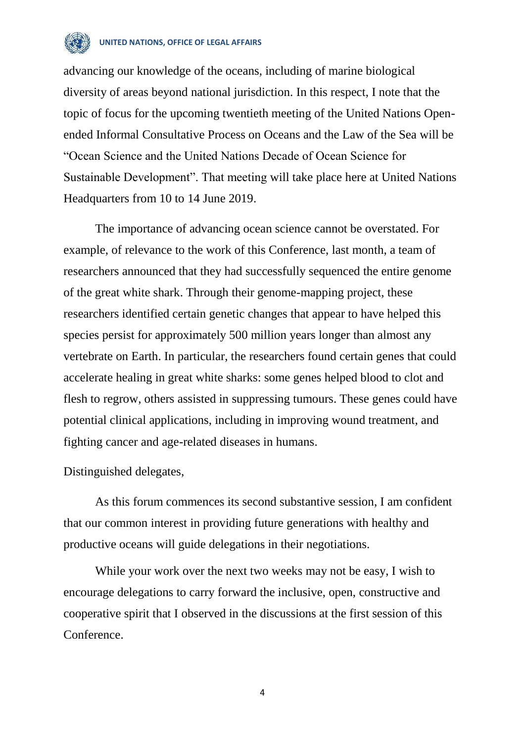advancing our knowledge of the oceans, including of marine biological diversity of areas beyond national jurisdiction. In this respect, I note that the topic of focus for the upcoming twentieth meeting of the United Nations Open-ended Informal Consultative Process on Oceans and the Law of the Sea will be "Ocean Science and the United Nations Decade of Ocean Science for Sustainable Development". That meeting will take place here at United Nations Headquarters from 10 to 14 June 2019.

The importance of advancing ocean science cannot be overstated. For example, of relevance to the work of this Conference, last month, a team of researchers announced that they had successfully sequenced the entire genome of the great white shark. Through their genome-mapping project, these researchers identified certain genetic changes that appear to have helped this species persist for approximately 500 million years longer than almost any vertebrate on Earth. In particular, the researchers found certain genes that could accelerate healing in great white sharks: some genes helped blood to clot and flesh to regrow, others assisted in suppressing tumours. These genes could have potential clinical applications, including in improving wound treatment, and fighting cancer and age-related diseases in humans.

Distinguished delegates,

As this forum commences its second substantive session, I am confident that our common interest in providing future generations with healthy and productive oceans will guide delegations in their negotiations.

While your work over the next two weeks may not be easy, I wish to encourage delegations to carry forward the inclusive, open, constructive and cooperative spirit that I observed in the discussions at the first session of this Conference.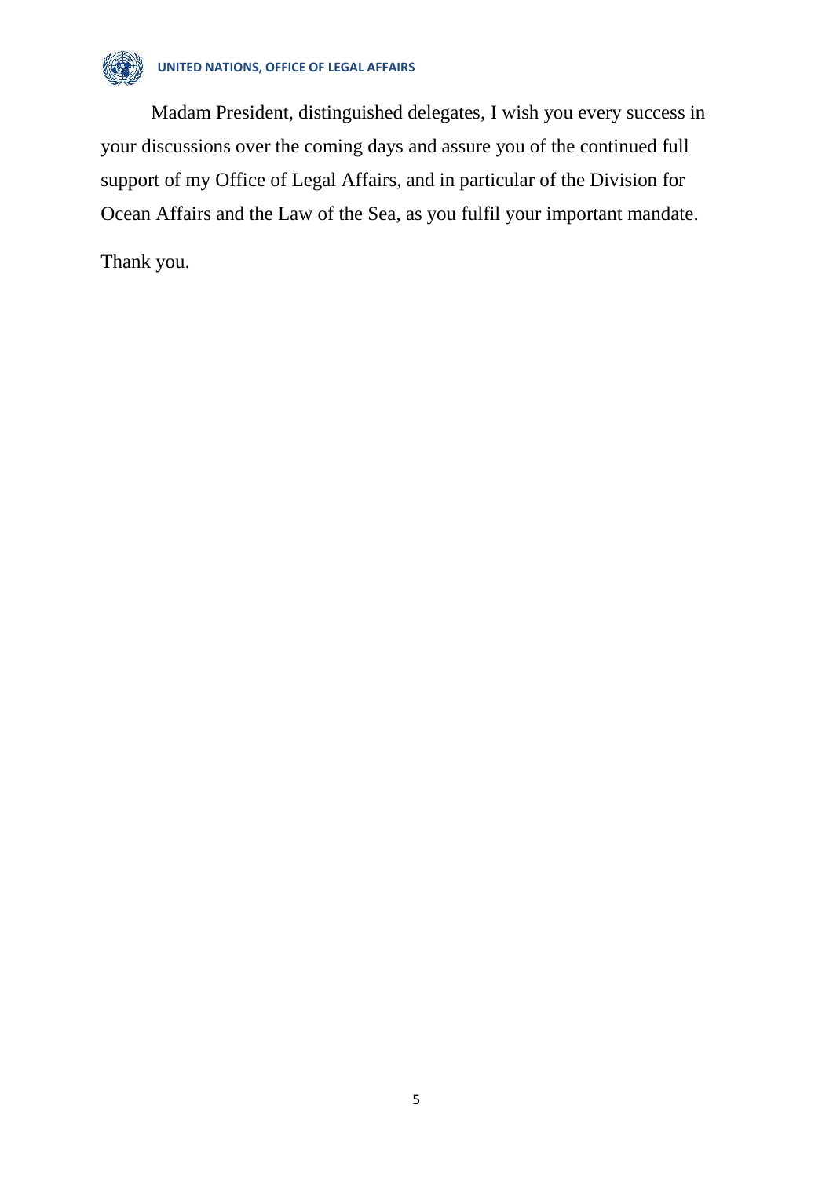Madam President, distinguished delegates, I wish you every success in your discussions over the coming days and assure you of the continued full support of my Office of Legal Affairs, and in particular of the Division for Ocean Affairs and the Law of the Sea, as you fulfil your important mandate.

Thank you.